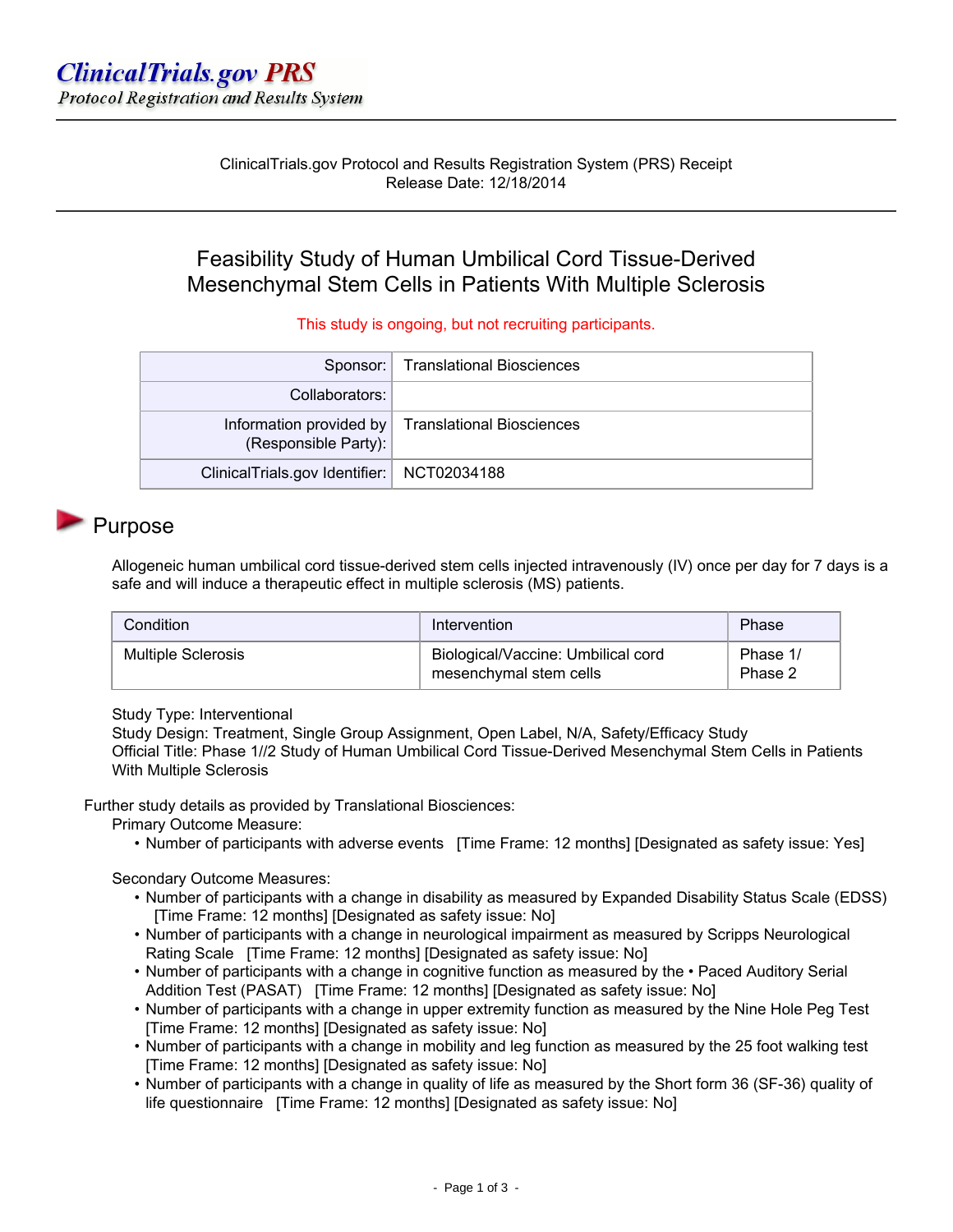ClinicalTrials.gov PRS
Protocol Registration and Results System

ClinicalTrials.gov Protocol and Results Registration System (PRS) Receipt
Release Date: 12/18/2014

# Feasibility Study of Human Umbilical Cord Tissue-Derived Mesenchymal Stem Cells in Patients With Multiple Sclerosis

This study is ongoing, but not recruiting participants.

| | |
|---|---|
| Sponsor: | Translational Biosciences |
| Collaborators: | |
| Information provided by (Responsible Party): | Translational Biosciences |
| ClinicalTrials.gov Identifier: | NCT02034188 |

## Purpose

Allogeneic human umbilical cord tissue-derived stem cells injected intravenously (IV) once per day for 7 days is a safe and will induce a therapeutic effect in multiple sclerosis (MS) patients.

| Condition | Intervention | Phase |
|---|---|---|
| Multiple Sclerosis | Biological/Vaccine: Umbilical cord mesenchymal stem cells | Phase 1/ Phase 2 |

Study Type: Interventional
Study Design: Treatment, Single Group Assignment, Open Label, N/A, Safety/Efficacy Study
Official Title: Phase 1//2 Study of Human Umbilical Cord Tissue-Derived Mesenchymal Stem Cells in Patients With Multiple Sclerosis

Further study details as provided by Translational Biosciences:

Primary Outcome Measure:

- Number of participants with adverse events [Time Frame: 12 months] [Designated as safety issue: Yes]

Secondary Outcome Measures:

- Number of participants with a change in disability as measured by Expanded Disability Status Scale (EDSS) [Time Frame: 12 months] [Designated as safety issue: No]
- Number of participants with a change in neurological impairment as measured by Scripps Neurological Rating Scale [Time Frame: 12 months] [Designated as safety issue: No]
- Number of participants with a change in cognitive function as measured by the • Paced Auditory Serial Addition Test (PASAT) [Time Frame: 12 months] [Designated as safety issue: No]
- Number of participants with a change in upper extremity function as measured by the Nine Hole Peg Test [Time Frame: 12 months] [Designated as safety issue: No]
- Number of participants with a change in mobility and leg function as measured by the 25 foot walking test [Time Frame: 12 months] [Designated as safety issue: No]
- Number of participants with a change in quality of life as measured by the Short form 36 (SF-36) quality of life questionnaire [Time Frame: 12 months] [Designated as safety issue: No]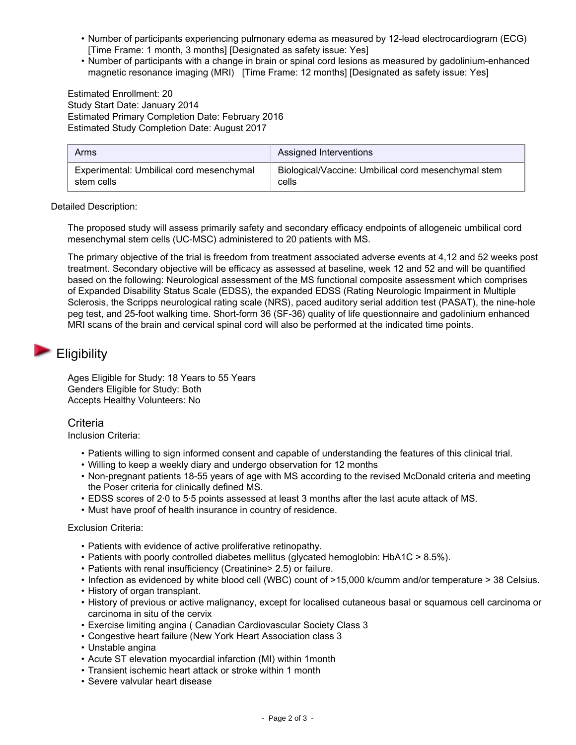- Number of participants experiencing pulmonary edema as measured by 12-lead electrocardiogram (ECG) [Time Frame: 1 month, 3 months] [Designated as safety issue: Yes]
- Number of participants with a change in brain or spinal cord lesions as measured by gadolinium-enhanced magnetic resonance imaging (MRI) [Time Frame: 12 months] [Designated as safety issue: Yes]

Estimated Enrollment: 20
Study Start Date: January 2014
Estimated Primary Completion Date: February 2016
Estimated Study Completion Date: August 2017

| Arms | Assigned Interventions |
|---|---|
| Experimental: Umbilical cord mesenchymal stem cells | Biological/Vaccine: Umbilical cord mesenchymal stem cells |

Detailed Description:

The proposed study will assess primarily safety and secondary efficacy endpoints of allogeneic umbilical cord mesenchymal stem cells (UC-MSC) administered to 20 patients with MS.

The primary objective of the trial is freedom from treatment associated adverse events at 4,12 and 52 weeks post treatment. Secondary objective will be efficacy as assessed at baseline, week 12 and 52 and will be quantified based on the following: Neurological assessment of the MS functional composite assessment which comprises of Expanded Disability Status Scale (EDSS), the expanded EDSS (Rating Neurologic Impairment in Multiple Sclerosis, the Scripps neurological rating scale (NRS), paced auditory serial addition test (PASAT), the nine-hole peg test, and 25-foot walking time. Short-form 36 (SF-36) quality of life questionnaire and gadolinium enhanced MRI scans of the brain and cervical spinal cord will also be performed at the indicated time points.

## Eligibility

Ages Eligible for Study: 18 Years to 55 Years
Genders Eligible for Study: Both
Accepts Healthy Volunteers: No

### Criteria

Inclusion Criteria:

- Patients willing to sign informed consent and capable of understanding the features of this clinical trial.
- Willing to keep a weekly diary and undergo observation for 12 months
- Non-pregnant patients 18-55 years of age with MS according to the revised McDonald criteria and meeting the Poser criteria for clinically defined MS.
- EDSS scores of 2·0 to 5·5 points assessed at least 3 months after the last acute attack of MS.
- Must have proof of health insurance in country of residence.

Exclusion Criteria:

- Patients with evidence of active proliferative retinopathy.
- Patients with poorly controlled diabetes mellitus (glycated hemoglobin: HbA1C > 8.5%).
- Patients with renal insufficiency (Creatinine> 2.5) or failure.
- Infection as evidenced by white blood cell (WBC) count of >15,000 k/cumm and/or temperature > 38 Celsius.
- History of organ transplant.
- History of previous or active malignancy, except for localised cutaneous basal or squamous cell carcinoma or carcinoma in situ of the cervix
- Exercise limiting angina ( Canadian Cardiovascular Society Class 3
- Congestive heart failure (New York Heart Association class 3
- Unstable angina
- Acute ST elevation myocardial infarction (MI) within 1month
- Transient ischemic heart attack or stroke within 1 month
- Severe valvular heart disease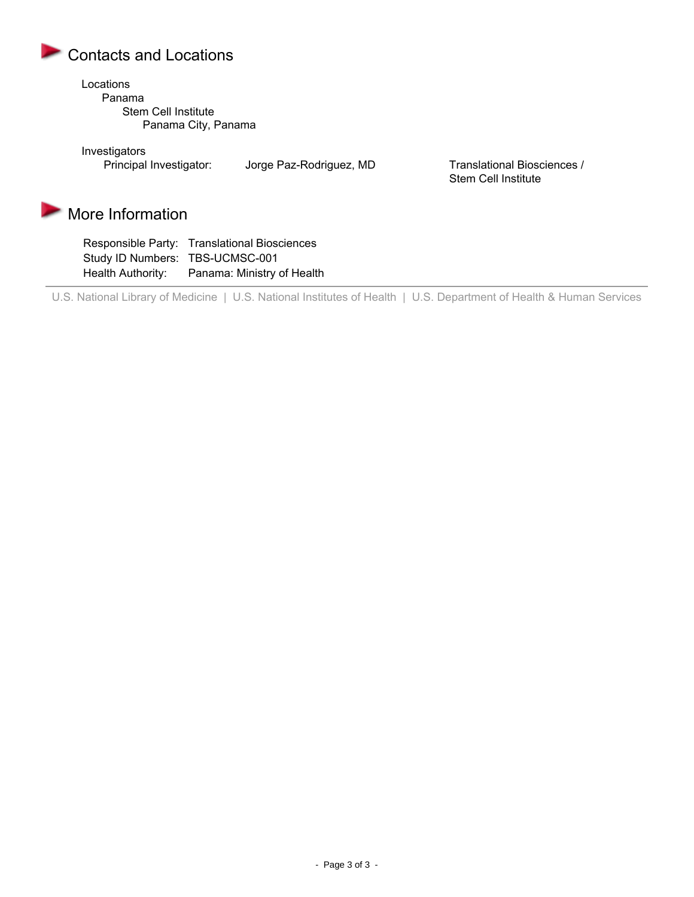## Contacts and Locations

Locations
- Panama
  - Stem Cell Institute
    - Panama City, Panama

Investigators

| | | |
|---|---|---|
| Principal Investigator: | Jorge Paz-Rodriguez, MD | Translational Biosciences / Stem Cell Institute |

## More Information

| | |
|---|---|
| Responsible Party: | Translational Biosciences |
| Study ID Numbers: | TBS-UCMSC-001 |
| Health Authority: | Panama: Ministry of Health |